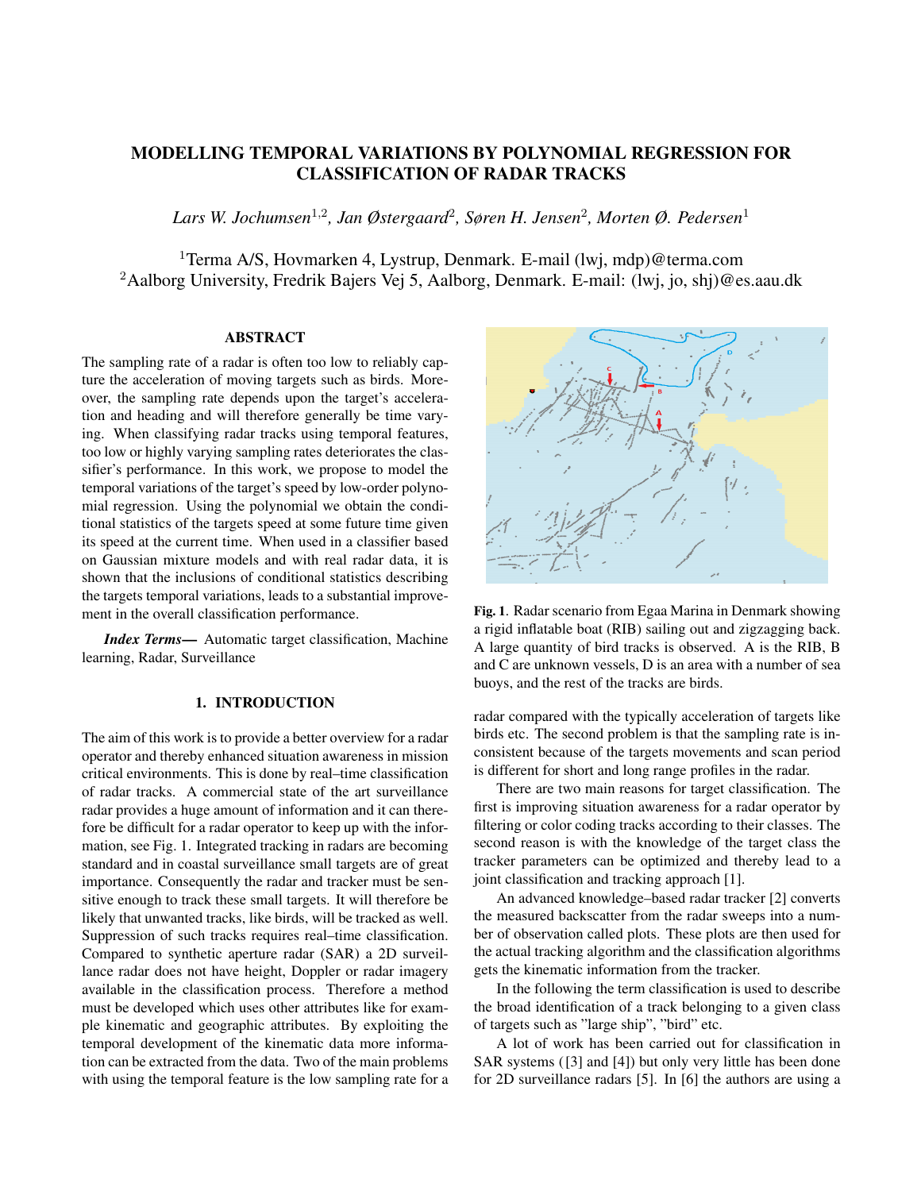# MODELLING TEMPORAL VARIATIONS BY POLYNOMIAL REGRESSION FOR CLASSIFICATION OF RADAR TRACKS

*Lars W. Jochumsen[1,2], Jan Østergaard[2], Søren H. Jensen[2], Morten Ø. Pedersen[1]*

[1]Terma A/S, Hovmarken 4, Lystrup, Denmark. E-mail (lwj, mdp)@terma.com
[2]Aalborg University, Fredrik Bajers Vej 5, Aalborg, Denmark. E-mail: (lwj, jo, shj)@es.aau.dk

## ABSTRACT

The sampling rate of a radar is often too low to reliably capture the acceleration of moving targets such as birds. Moreover, the sampling rate depends upon the target's acceleration and heading and will therefore generally be time varying. When classifying radar tracks using temporal features, too low or highly varying sampling rates deteriorates the classifier's performance. In this work, we propose to model the temporal variations of the target's speed by low-order polynomial regression. Using the polynomial we obtain the conditional statistics of the targets speed at some future time given its speed at the current time. When used in a classifier based on Gaussian mixture models and with real radar data, it is shown that the inclusions of conditional statistics describing the targets temporal variations, leads to a substantial improvement in the overall classification performance.

***Index Terms*—** Automatic target classification, Machine learning, Radar, Surveillance

## 1. INTRODUCTION

The aim of this work is to provide a better overview for a radar operator and thereby enhanced situation awareness in mission critical environments. This is done by real–time classification of radar tracks. A commercial state of the art surveillance radar provides a huge amount of information and it can therefore be difficult for a radar operator to keep up with the information, see Fig. 1. Integrated tracking in radars are becoming standard and in coastal surveillance small targets are of great importance. Consequently the radar and tracker must be sensitive enough to track these small targets. It will therefore be likely that unwanted tracks, like birds, will be tracked as well. Suppression of such tracks requires real–time classification. Compared to synthetic aperture radar (SAR) a 2D surveillance radar does not have height, Doppler or radar imagery available in the classification process. Therefore a method must be developed which uses other attributes like for example kinematic and geographic attributes. By exploiting the temporal development of the kinematic data more information can be extracted from the data. Two of the main problems with using the temporal feature is the low sampling rate for a radar compared with the typically acceleration of targets like birds etc. The second problem is that the sampling rate is inconsistent because of the targets movements and scan period is different for short and long range profiles in the radar.

**Fig. 1**. Radar scenario from Egaa Marina in Denmark showing a rigid inflatable boat (RIB) sailing out and zigzagging back. A large quantity of bird tracks is observed. A is the RIB, B and C are unknown vessels, D is an area with a number of sea buoys, and the rest of the tracks are birds.

There are two main reasons for target classification. The first is improving situation awareness for a radar operator by filtering or color coding tracks according to their classes. The second reason is with the knowledge of the target class the tracker parameters can be optimized and thereby lead to a joint classification and tracking approach [1].

An advanced knowledge–based radar tracker [2] converts the measured backscatter from the radar sweeps into a number of observation called plots. These plots are then used for the actual tracking algorithm and the classification algorithms gets the kinematic information from the tracker.

In the following the term classification is used to describe the broad identification of a track belonging to a given class of targets such as "large ship", "bird" etc.

A lot of work has been carried out for classification in SAR systems ([3] and [4]) but only very little has been done for 2D surveillance radars [5]. In [6] the authors are using a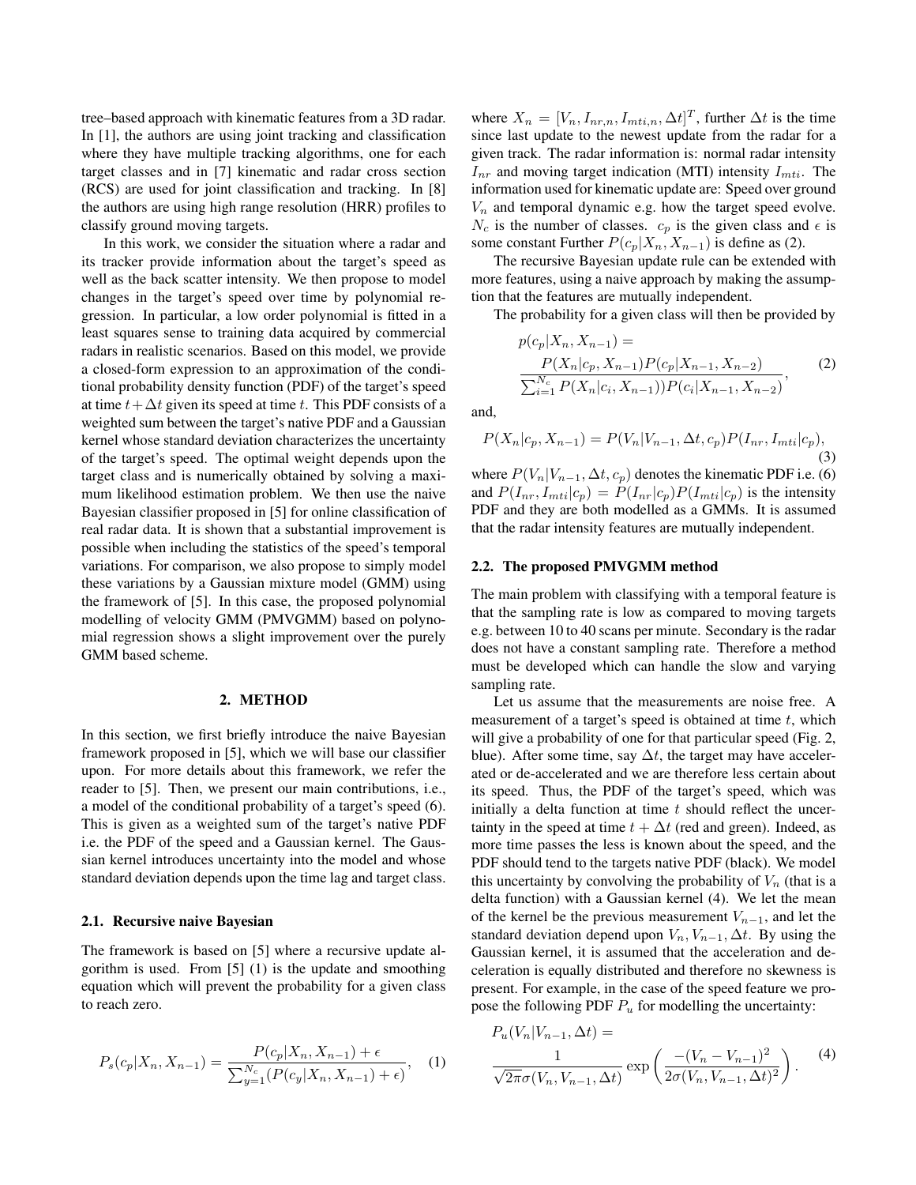tree–based approach with kinematic features from a 3D radar. In [1], the authors are using joint tracking and classification where they have multiple tracking algorithms, one for each target classes and in [7] kinematic and radar cross section (RCS) are used for joint classification and tracking. In [8] the authors are using high range resolution (HRR) profiles to classify ground moving targets.

In this work, we consider the situation where a radar and its tracker provide information about the target's speed as well as the back scatter intensity. We then propose to model changes in the target's speed over time by polynomial regression. In particular, a low order polynomial is fitted in a least squares sense to training data acquired by commercial radars in realistic scenarios. Based on this model, we provide a closed-form expression to an approximation of the conditional probability density function (PDF) of the target's speed at time $t+\Delta t$ given its speed at time $t$. This PDF consists of a weighted sum between the target's native PDF and a Gaussian kernel whose standard deviation characterizes the uncertainty of the target's speed. The optimal weight depends upon the target class and is numerically obtained by solving a maximum likelihood estimation problem. We then use the naive Bayesian classifier proposed in [5] for online classification of real radar data. It is shown that a substantial improvement is possible when including the statistics of the speed's temporal variations. For comparison, we also propose to simply model these variations by a Gaussian mixture model (GMM) using the framework of [5]. The proposed polynomial modelling of velocity GMM (PMVGMM) based on polynomial regression shows a slight improvement over the purely GMM based scheme.

## 2. METHOD

In this section, we first briefly introduce the naive Bayesian framework proposed in [5], which we will base our classifier upon. For more details about this framework, we refer the reader to [5]. Then, we present our main contributions, i.e., a model of the conditional probability of a target's speed (6). This is given as a weighted sum of the target's native PDF i.e. the PDF of the speed and a Gaussian kernel. The Gaussian kernel introduces uncertainty into the model and whose standard deviation depends upon the time lag and target class.

### 2.1. Recursive naive Bayesian

The framework is based on [5] where a recursive update algorithm is used. From [5] (1) is the update and smoothing equation which will prevent the probability for a given class to reach zero.

$$P_s(c_p|X_n, X_{n-1}) = \frac{P(c_p|X_n, X_{n-1}) + \epsilon}{\sum_{y=1}^{N_c}(P(c_y|X_n, X_{n-1}) + \epsilon)}, \quad (1)$$

where $X_n = [V_n, I_{nr,n}, I_{mti,n}, \Delta t]^T$, further $\Delta t$ is the time since last update to the newest update from the radar for a given track. The radar information is: normal radar intensity $I_{nr}$ and moving target indication (MTI) intensity $I_{mti}$. The information used for kinematic update are: Speed over ground $V_n$ and temporal dynamic e.g. how the target speed evolve. $N_c$ is the number of classes. $c_p$ is the given class and $\epsilon$ is some constant Further $P(c_p|X_n, X_{n-1})$ is define as (2).

The recursive Bayesian update rule can be extended with more features, using a naive approach by making the assumption that the features are mutually independent.

The probability for a given class will then be provided by

$$p(c_p|X_n, X_{n-1}) = \frac{P(X_n|c_p, X_{n-1})P(c_p|X_{n-1}, X_{n-2})}{\sum_{i=1}^{N_c} P(X_n|c_i, X_{n-1}))P(c_i|X_{n-1}, X_{n-2})}, \quad (2)$$

and,

$$P(X_n|c_p, X_{n-1}) = P(V_n|V_{n-1}, \Delta t, c_p)P(I_{nr}, I_{mti}|c_p), \quad (3)$$

where $P(V_n|V_{n-1}, \Delta t, c_p)$ denotes the kinematic PDF i.e. (6) and $P(I_{nr}, I_{mti}|c_p) = P(I_{nr}|c_p)P(I_{mti}|c_p)$ is the intensity PDF and they are both modelled as a GMMs. It is assumed that the radar intensity features are mutually independent.

### 2.2. The proposed PMVGMM method

The main problem with classifying with a temporal feature is that the sampling rate is low as compared to moving targets e.g. between 10 to 40 scans per minute. Secondary is the radar does not have a constant sampling rate. Therefore a method must be developed which can handle the slow and varying sampling rate.

Let us assume that the measurements are noise free. A measurement of a target's speed is obtained at time $t$, which will give a probability of one for that particular speed (Fig. 2, blue). After some time, say $\Delta t$, the target may have accelerated or de-accelerated and we are therefore less certain about its speed. Thus, the PDF of the target's speed, which was initially a delta function at time $t$ should reflect the uncertainty in the speed at time $t + \Delta t$ (red and green). Indeed, as more time passes the less is known about the speed, and the PDF should tend to the targets native PDF (black). We model this uncertainty by convolving the probability of $V_n$ (that is a delta function) with a Gaussian kernel (4). We let the mean of the kernel be the previous measurement $V_{n-1}$, and let the standard deviation depend upon $V_n, V_{n-1}, \Delta t$. By using the Gaussian kernel, it is assumed that the acceleration and deceleration is equally distributed and therefore no skewness is present. For example, in the case of the speed feature we propose the following PDF $P_u$ for modelling the uncertainty:

$$P_u(V_n|V_{n-1}, \Delta t) = \frac{1}{\sqrt{2\pi}\sigma(V_n, V_{n-1}, \Delta t)} \exp\left(\frac{-(V_n - V_{n-1})^2}{2\sigma(V_n, V_{n-1}, \Delta t)^2}\right). \quad (4)$$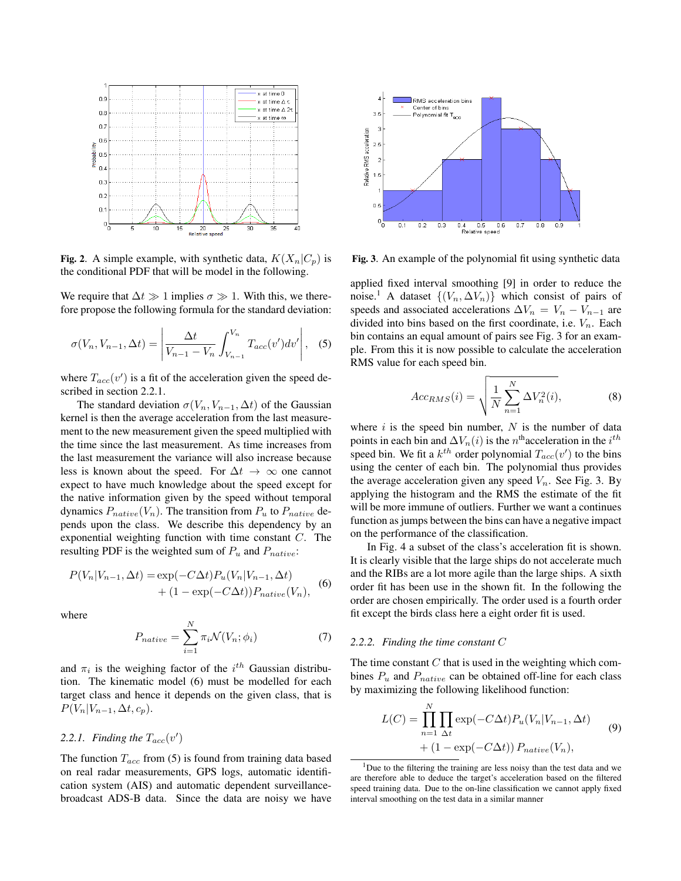**Fig. 2**. A simple example, with synthetic data, $K(X_n|C_p)$ is the conditional PDF that will be model in the following.

We require that $\Delta t \gg 1$ implies $\sigma \gg 1$. With this, we therefore propose the following formula for the standard deviation:

$$\sigma(V_n, V_{n-1}, \Delta t) = \left| \frac{\Delta t}{V_{n-1} - V_n} \int_{V_{n-1}}^{V_n} T_{acc}(v')dv' \right|, \quad (5)$$

where $T_{acc}(v')$ is a fit of the acceleration given the speed described in section 2.2.1.

The standard deviation $\sigma(V_n, V_{n-1}, \Delta t)$ of the Gaussian kernel is then the average acceleration from the last measurement to the new measurement given the speed multiplied with the time since the last measurement. As time increases from the last measurement the variance will also increase because less is known about the speed. For $\Delta t \to \infty$ one cannot expect to have much knowledge about the speed except for the native information given by the speed without temporal dynamics $P_{native}(V_n)$. The transition from $P_u$ to $P_{native}$ depends upon the class. We describe this dependency by an exponential weighting function with time constant $C$. The resulting PDF is the weighted sum of $P_u$ and $P_{native}$:

$$\begin{aligned} P(V_n|V_{n-1}, \Delta t) = &\exp(-C\Delta t) P_u(V_n|V_{n-1}, \Delta t) \\ &+ (1 - \exp(-C\Delta t)) P_{native}(V_n), \end{aligned} \quad (6)$$

where

$$P_{native} = \sum_{i=1}^{N} \pi_i \mathcal{N}(V_n; \phi_i) \quad (7)$$

and $\pi_i$ is the weighing factor of the $i^{th}$ Gaussian distribution. The kinematic model (6) must be modelled for each target class and hence it depends on the given class, that is $P(V_n|V_{n-1}, \Delta t, c_p)$.

### 2.2.1. Finding the $T_{acc}(v')$

The function $T_{acc}$ from (5) is found from training data based on real radar measurements, GPS logs, automatic identification system (AIS) and automatic dependent surveillance-broadcast ADS-B data. Since the data are noisy we have applied fixed interval smoothing [9] in order to reduce the noise.[1] A dataset $\{(V_n, \Delta V_n)\}$ which consist of pairs of speeds and associated accelerations $\Delta V_n = V_n - V_{n-1}$ are divided into bins based on the first coordinate, i.e. $V_n$. Each bin contains an equal amount of pairs see Fig. 3 for an example. From this it is now possible to calculate the acceleration RMS value for each speed bin.

**Fig. 3**. An example of the polynomial fit using synthetic data

$$Acc_{RMS}(i) = \sqrt{\frac{1}{N} \sum_{n=1}^{N} \Delta V_n^2(i)}, \quad (8)$$

where $i$ is the speed bin number, $N$ is the number of data points in each bin and $\Delta V_n(i)$ is the $n^{\text{th}}$acceleration in the $i^{th}$ speed bin. We fit a $k^{th}$ order polynomial $T_{acc}(v')$ to the bins using the center of each bin. The polynomial thus provides the average acceleration given any speed $V_n$. See Fig. 3. By applying the histogram and the RMS the estimate of the fit will be more immune of outliers. Further we want a continues function as jumps between the bins can have a negative impact on the performance of the classification.

In Fig. 4 a subset of the class's acceleration fit is shown. It is clearly visible that the large ships do not accelerate much and the RIBs are a lot more agile than the large ships. A sixth order fit has been use in the shown fit. In the following the order are chosen empirically. The order used is a fourth order fit except the birds class here a eight order fit is used.

### 2.2.2. Finding the time constant $C$

The time constant $C$ that is used in the weighting which combines $P_u$ and $P_{native}$ can be obtained off-line for each class by maximizing the following likelihood function:

$$\begin{aligned} L(C) = \prod_{n=1}^{N} \prod_{\Delta t} &\exp(-C\Delta t) P_u(V_n|V_{n-1}, \Delta t) \\ &+ (1 - \exp(-C\Delta t)) P_{native}(V_n), \end{aligned} \quad (9)$$

[1] Due to the filtering the training are less noisy than the test data and we are therefore able to deduce the target's acceleration based on the filtered speed training data. Due to the on-line classification we cannot apply fixed interval smoothing on the test data in a similar manner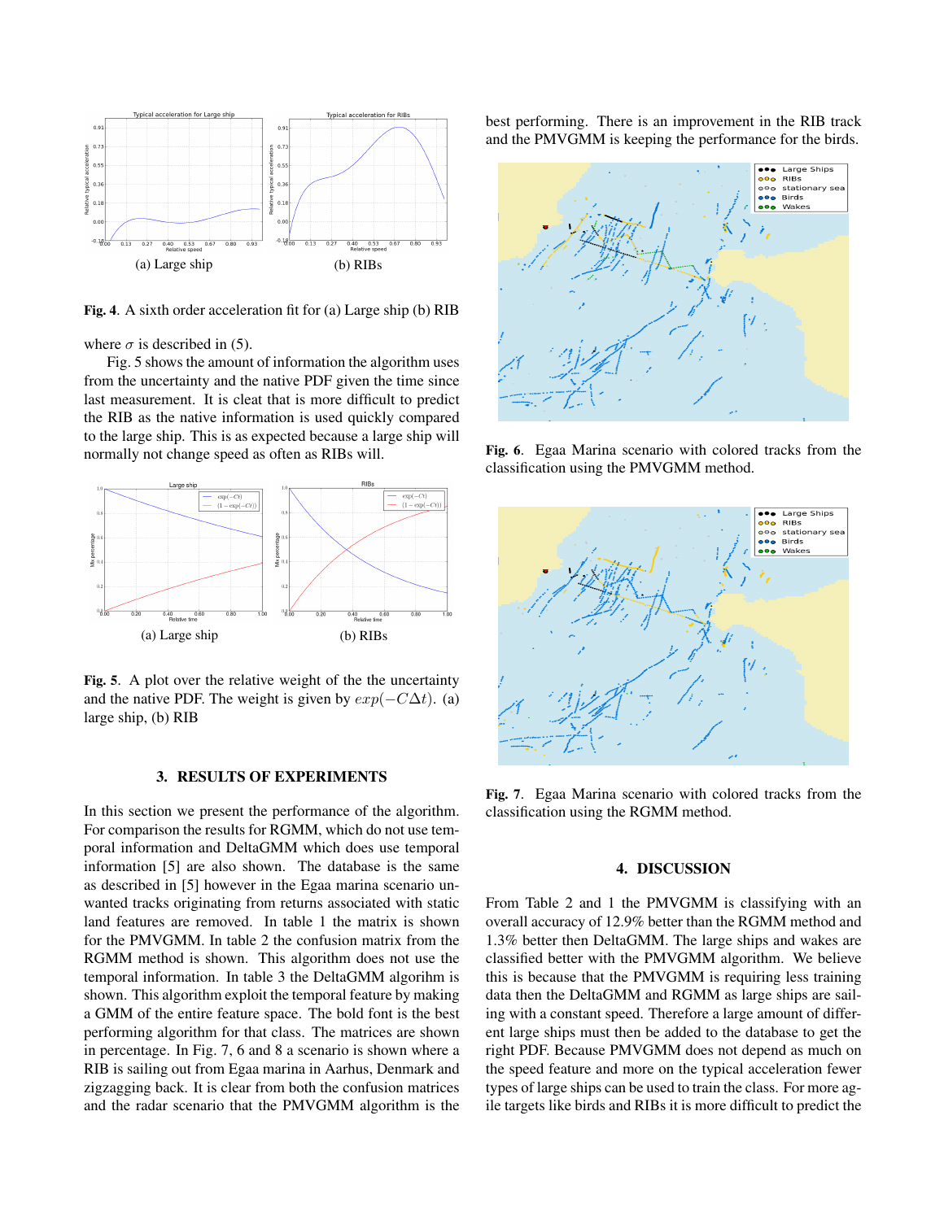(a) Large ship

(b) RIBs

**Fig. 4**. A sixth order acceleration fit for (a) Large ship (b) RIB

where $\sigma$ is described in (5).

Fig. 5 shows the amount of information the algorithm uses from the uncertainty and the native PDF given the time since last measurement. It is cleat that is more difficult to predict the RIB as the native information is used quickly compared to the large ship. This is as expected because a large ship will normally not change speed as often as RIBs will.

(a) Large ship

(b) RIBs

**Fig. 5**. A plot over the relative weight of the the uncertainty and the native PDF. The weight is given by $exp(-C\Delta t)$. (a) large ship, (b) RIB

## 3. RESULTS OF EXPERIMENTS

In this section we present the performance of the algorithm. For comparison the results for RGMM, which do not use temporal information and DeltaGMM which does use temporal information [5] are also shown. The database is the same as described in [5] however in the Egaa marina scenario unwanted tracks originating from returns associated with static land features are removed. In table 1 the matrix is shown for the PMVGMM. In table 2 the confusion matrix from the RGMM method is shown. This algorithm does not use the temporal information. In table 3 the DeltaGMM algorihm is shown. This algorithm exploit the temporal feature by making a GMM of the entire feature space. The bold font is the best performing algorithm for that class. The matrices are shown in percentage. In Fig. 7, 6 and 8 a scenario is shown where a RIB is sailing out from Egaa marina in Aarhus, Denmark and zigzagging back. It is clear from both the confusion matrices and the radar scenario that the PMVGMM algorithm is the best performing. There is an improvement in the RIB track and the PMVGMM is keeping the performance for the birds.

**Fig. 6**. Egaa Marina scenario with colored tracks from the classification using the PMVGMM method.

**Fig. 7**. Egaa Marina scenario with colored tracks from the classification using the RGMM method.

## 4. DISCUSSION

From Table 2 and 1 the PMVGMM is classifying with an overall accuracy of 12.9% better than the RGMM method and 1.3% better then DeltaGMM. The large ships and wakes are classified better with the PMVGMM algorithm. We believe this is because that the PMVGMM is requiring less training data then the DeltaGMM and RGMM as large ships are sailing with a constant speed. Therefore a large amount of different large ships must then be added to the database to get the right PDF. Because PMVGMM does not depend as much on the speed feature and more on the typical acceleration fewer types of large ships can be used to train the class. For more agile targets like birds and RIBs it is more difficult to predict the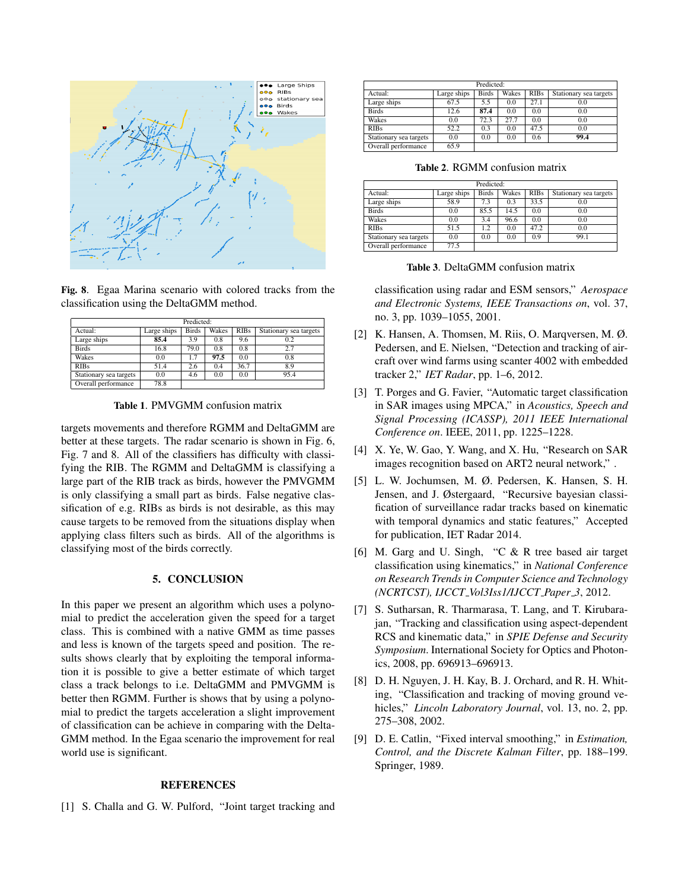Large Ships
RIBs
stationary sea
Birds
Wakes

**Fig. 8**. Egaa Marina scenario with colored tracks from the classification using the DeltaGMM method.

| Predicted: | | | | | |
|---|---|---|---|---|---|
| Actual: | Large ships | Birds | Wakes | RIBs | Stationary sea targets |
| Large ships | **85.4** | 3.9 | 0.8 | 9.6 | 0.2 |
| Birds | 16.8 | 79.0 | 0.8 | 0.8 | 2.7 |
| Wakes | 0.0 | 1.7 | **97.5** | 0.0 | 0.8 |
| RIBs | 51.4 | 2.6 | 0.4 | 36.7 | 8.9 |
| Stationary sea targets | 0.0 | 4.6 | 0.0 | 0.0 | 95.4 |
| Overall performance | 78.8 | | | | |

**Table 1**. PMVGMM confusion matrix

targets movements and therefore RGMM and DeltaGMM are better at these targets. The radar scenario is shown in Fig. 6, Fig. 7 and 8. All of the classifiers has difficulty with classifying the RIB. The RGMM and DeltaGMM is classifying a large part of the RIB track as birds, however the PMVGMM is only classifying a small part as birds. False negative classification of e.g. RIBs as birds is not desirable, as this may cause targets to be removed from the situations display when applying class filters such as birds. All of the algorithms is classifying most of the birds correctly.

## 5. CONCLUSION

In this paper we present an algorithm which uses a polynomial to predict the acceleration given the speed for a target class. This is combined with a native GMM as time passes and less is known of the targets speed and position. The results shows clearly that by exploiting the temporal information it is possible to give a better estimate of which target class a track belongs to i.e. DeltaGMM and PMVGMM is better then RGMM. Further is shows that by using a polynomial to predict the targets acceleration a slight improvement of classification can be achieve in comparing with the DeltaGMM method. In the Egaa scenario the improvement for real world use is significant.

| Predicted: | | | | | |
|---|---|---|---|---|---|
| Actual: | Large ships | Birds | Wakes | RIBs | Stationary sea targets |
| Large ships | 67.5 | 5.5 | 0.0 | 27.1 | 0.0 |
| Birds | 12.6 | **87.4** | 0.0 | 0.0 | 0.0 |
| Wakes | 0.0 | 72.3 | 27.7 | 0.0 | 0.0 |
| RIBs | 52.2 | 0.3 | 0.0 | 47.5 | 0.0 |
| Stationary sea targets | 0.0 | 0.0 | 0.0 | 0.6 | **99.4** |
| Overall performance | 65.9 | | | | |

**Table 2**. RGMM confusion matrix

| Predicted: | | | | | |
|---|---|---|---|---|---|
| Actual: | Large ships | Birds | Wakes | RIBs | Stationary sea targets |
| Large ships | 58.9 | 7.3 | 0.3 | 33.5 | 0.0 |
| Birds | 0.0 | 85.5 | 14.5 | 0.0 | 0.0 |
| Wakes | 0.0 | 3.4 | 96.6 | 0.0 | 0.0 |
| RIBs | 51.5 | 1.2 | 0.0 | 47.2 | 0.0 |
| Stationary sea targets | 0.0 | 0.0 | 0.0 | 0.9 | 99.1 |
| Overall performance | 77.5 | | | | |

**Table 3**. DeltaGMM confusion matrix

## REFERENCES

[1] S. Challa and G. W. Pulford, "Joint target tracking and classification using radar and ESM sensors," *Aerospace and Electronic Systems, IEEE Transactions on*, vol. 37, no. 3, pp. 1039–1055, 2001.

[2] K. Hansen, A. Thomsen, M. Riis, O. Marqversen, M. Ø. Pedersen, and E. Nielsen, "Detection and tracking of aircraft over wind farms using scanter 4002 with embedded tracker 2," *IET Radar*, pp. 1–6, 2012.

[3] T. Porges and G. Favier, "Automatic target classification in SAR images using MPCA," in *Acoustics, Speech and Signal Processing (ICASSP), 2011 IEEE International Conference on*. IEEE, 2011, pp. 1225–1228.

[4] X. Ye, W. Gao, Y. Wang, and X. Hu, "Research on SAR images recognition based on ART2 neural network," .

[5] L. W. Jochumsen, M. Ø. Pedersen, K. Hansen, S. H. Jensen, and J. Østergaard, "Recursive bayesian classification of surveillance radar tracks based on kinematic with temporal dynamics and static features," Accepted for publication, IET Radar 2014.

[6] M. Garg and U. Singh, "C & R tree based air target classification using kinematics," in *National Conference on Research Trends in Computer Science and Technology (NCRTCST), IJCCT_Vol3Iss1/IJCCT_Paper_3*, 2012.

[7] S. Sutharsan, R. Tharmarasa, T. Lang, and T. Kirubarajan, "Tracking and classification using aspect-dependent RCS and kinematic data," in *SPIE Defense and Security Symposium*. International Society for Optics and Photonics, 2008, pp. 696913–696913.

[8] D. H. Nguyen, J. H. Kay, B. J. Orchard, and R. H. Whiting, "Classification and tracking of moving ground vehicles," *Lincoln Laboratory Journal*, vol. 13, no. 2, pp. 275–308, 2002.

[9] D. E. Catlin, "Fixed interval smoothing," in *Estimation, Control, and the Discrete Kalman Filter*, pp. 188–199. Springer, 1989.